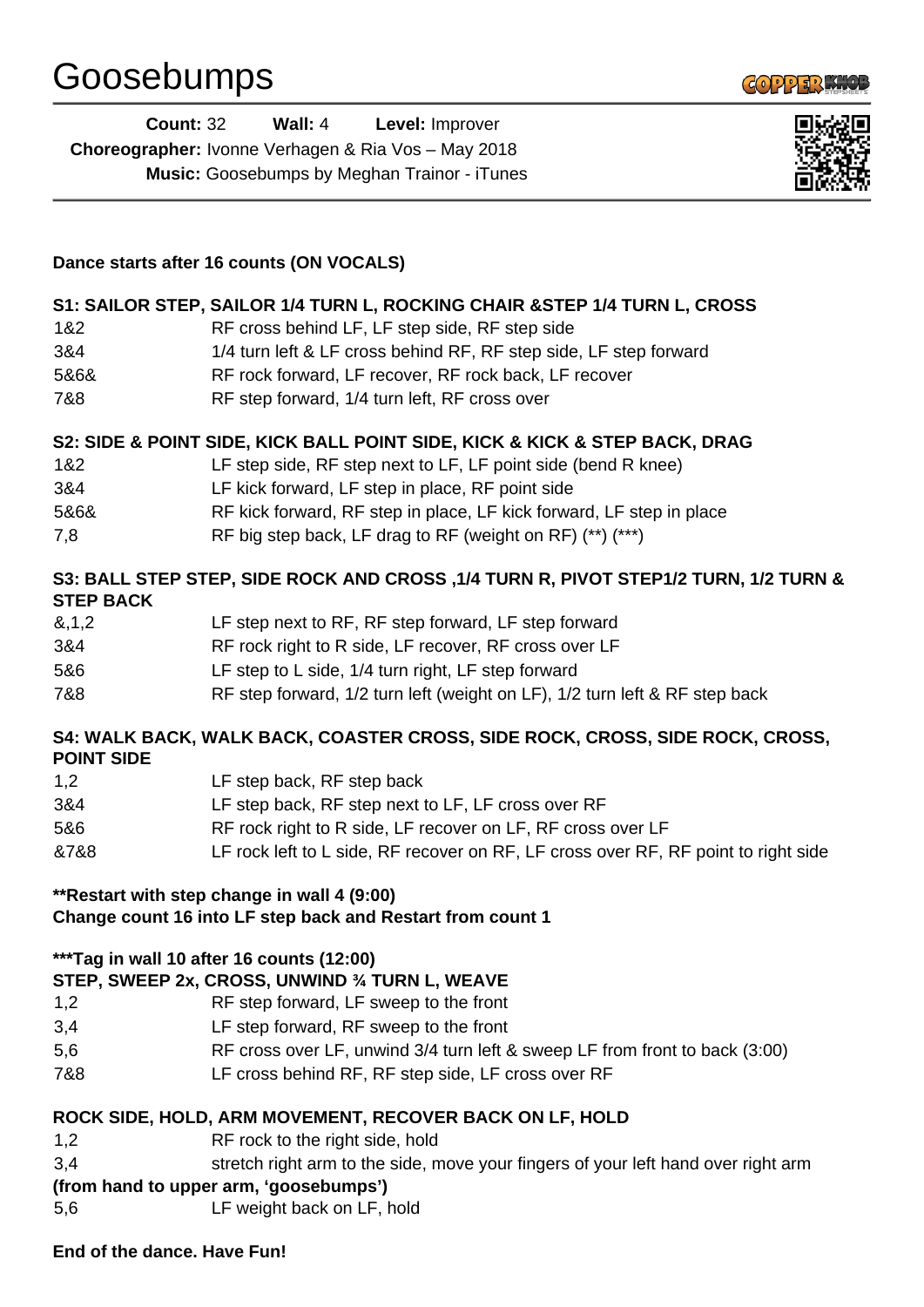# Goosebumps

**Count:** 32 **Wall:** 4 **Level:** Improver
**Choreographer:** Ivonne Verhagen & Ria Vos – May 2018
**Music:** Goosebumps by Meghan Trainor - iTunes

**Dance starts after 16 counts (ON VOCALS)**

**S1: SAILOR STEP, SAILOR 1/4 TURN L, ROCKING CHAIR &STEP 1/4 TURN L, CROSS**

| | |
|---|---|
| 1&2 | RF cross behind LF, LF step side, RF step side |
| 3&4 | 1/4 turn left & LF cross behind RF, RF step side, LF step forward |
| 5&6& | RF rock forward, LF recover, RF rock back, LF recover |
| 7&8 | RF step forward, 1/4 turn left, RF cross over |

**S2: SIDE & POINT SIDE, KICK BALL POINT SIDE, KICK & KICK & STEP BACK, DRAG**

| | |
|---|---|
| 1&2 | LF step side, RF step next to LF, LF point side (bend R knee) |
| 3&4 | LF kick forward, LF step in place, RF point side |
| 5&6& | RF kick forward, RF step in place, LF kick forward, LF step in place |
| 7,8 | RF big step back, LF drag to RF (weight on RF) (**) (***) |

**S3: BALL STEP STEP, SIDE ROCK AND CROSS ,1/4 TURN R, PIVOT STEP1/2 TURN, 1/2 TURN & STEP BACK**

| | |
|---|---|
| &,1,2 | LF step next to RF, RF step forward, LF step forward |
| 3&4 | RF rock right to R side, LF recover, RF cross over LF |
| 5&6 | LF step to L side, 1/4 turn right, LF step forward |
| 7&8 | RF step forward, 1/2 turn left (weight on LF), 1/2 turn left & RF step back |

**S4: WALK BACK, WALK BACK, COASTER CROSS, SIDE ROCK, CROSS, SIDE ROCK, CROSS, POINT SIDE**

| | |
|---|---|
| 1,2 | LF step back, RF step back |
| 3&4 | LF step back, RF step next to LF, LF cross over RF |
| 5&6 | RF rock right to R side, LF recover on LF, RF cross over LF |
| &7&8 | LF rock left to L side, RF recover on RF, LF cross over RF, RF point to right side |

**\*\*Restart with step change in wall 4 (9:00)**
**Change count 16 into LF step back and Restart from count 1**

**\*\*\*Tag in wall 10 after 16 counts (12:00)**
**STEP, SWEEP 2x, CROSS, UNWIND ¾ TURN L, WEAVE**

| | |
|---|---|
| 1,2 | RF step forward, LF sweep to the front |
| 3,4 | LF step forward, RF sweep to the front |
| 5,6 | RF cross over LF, unwind 3/4 turn left & sweep LF from front to back (3:00) |
| 7&8 | LF cross behind RF, RF step side, LF cross over RF |

**ROCK SIDE, HOLD, ARM MOVEMENT, RECOVER BACK ON LF, HOLD**

| | |
|---|---|
| 1,2 | RF rock to the right side, hold |
| 3,4 | stretch right arm to the side, move your fingers of your left hand over right arm |

**(from hand to upper arm, 'goosebumps')**

| | |
|---|---|
| 5,6 | LF weight back on LF, hold |

**End of the dance. Have Fun!**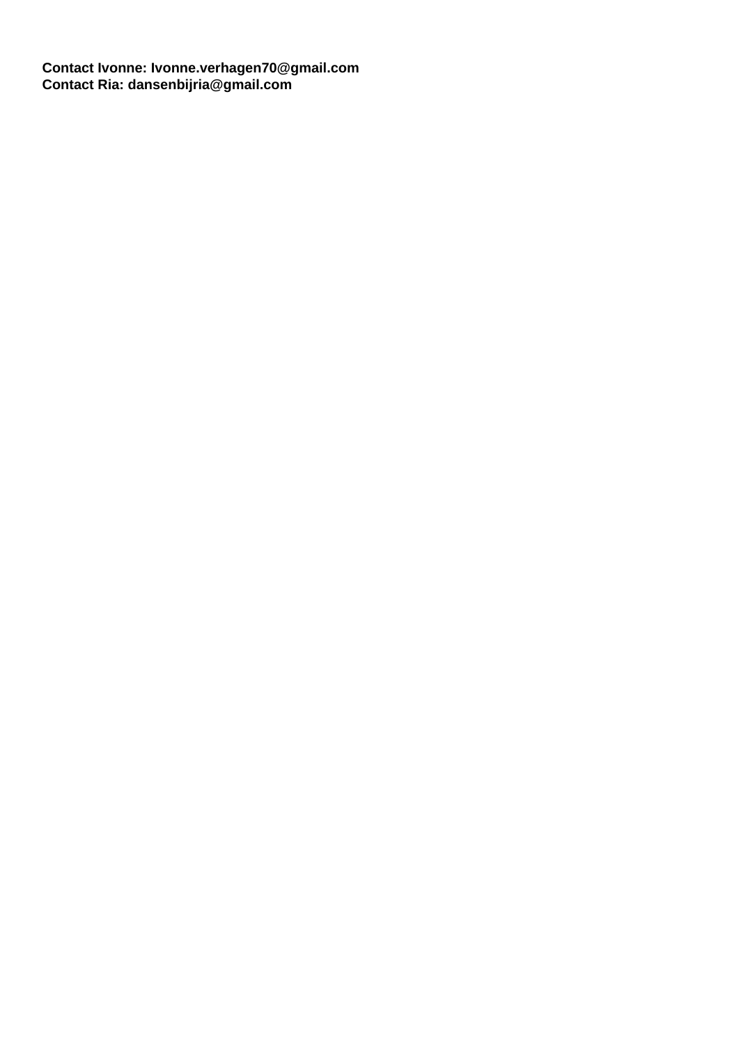**Contact Ivonne: Ivonne.verhagen70@gmail.com**
**Contact Ria: dansenbijria@gmail.com**